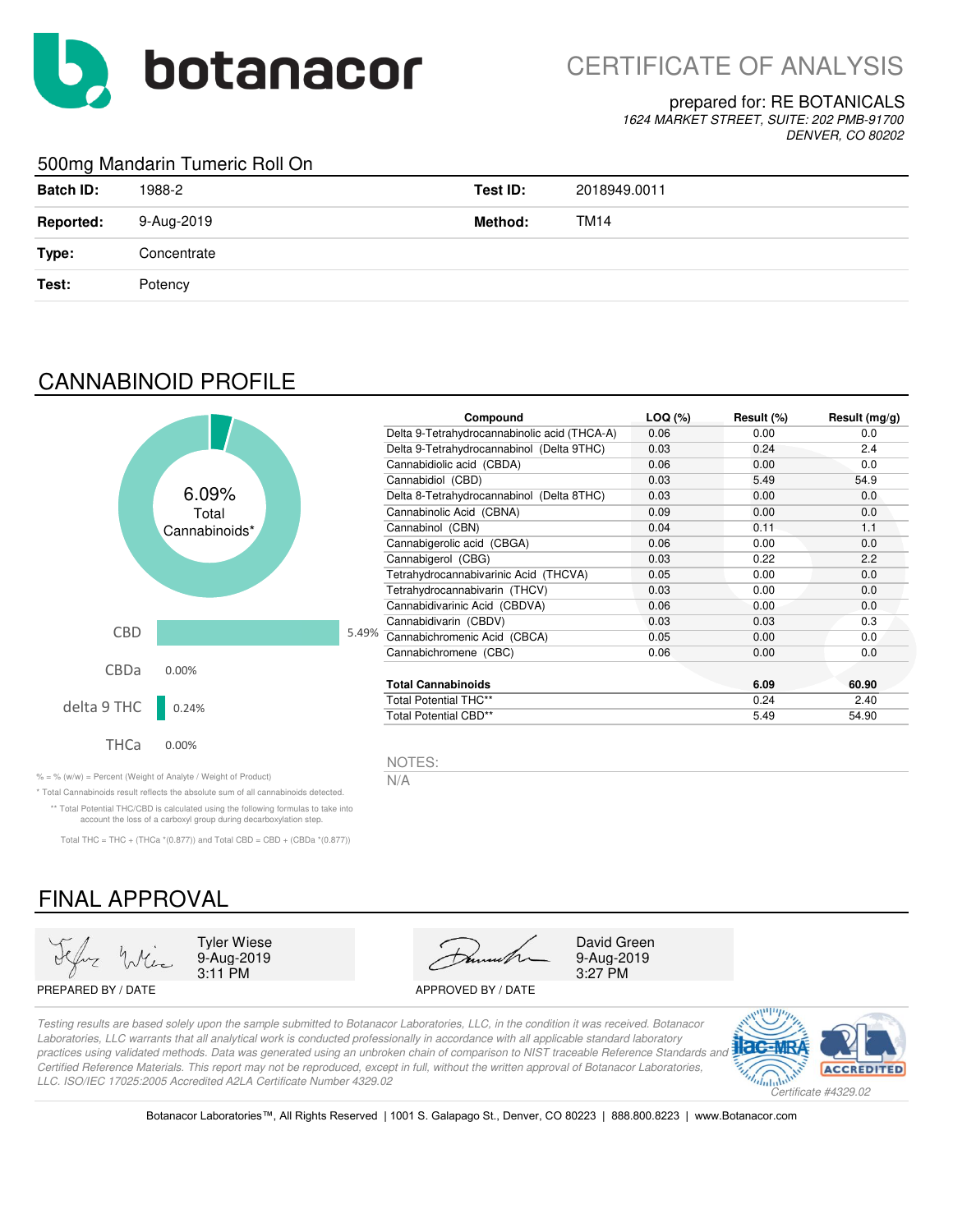# botanacor

## CERTIFICATE OF ANALYSIS

prepared for: RE BOTANICALS
*1624 MARKET STREET, SUITE: 202 PMB-91700*
*DENVER, CO 80202*

### 500mg Mandarin Tumeric Roll On

| | | | |
|---|---|---|---|
| **Batch ID:** | 1988-2 | **Test ID:** | 2018949.0011 |
| **Reported:** | 9-Aug-2019 | **Method:** | TM14 |
| **Type:** | Concentrate | | |
| **Test:** | Potency | | |

## CANNABINOID PROFILE

6.09% Total Cannabinoids*

| | |
|---|---|
| CBD | 5.49% |
| CBDa | 0.00% |
| delta 9 THC | 0.24% |
| THCa | 0.00% |

| Compound | LOQ (%) | Result (%) | Result (mg/g) |
|---|---|---|---|
| Delta 9-Tetrahydrocannabinolic acid (THCA-A) | 0.06 | 0.00 | 0.0 |
| Delta 9-Tetrahydrocannabinol (Delta 9THC) | 0.03 | 0.24 | 2.4 |
| Cannabidiolic acid (CBDA) | 0.06 | 0.00 | 0.0 |
| Cannabidiol (CBD) | 0.03 | 5.49 | 54.9 |
| Delta 8-Tetrahydrocannabinol (Delta 8THC) | 0.03 | 0.00 | 0.0 |
| Cannabinolic Acid (CBNA) | 0.09 | 0.00 | 0.0 |
| Cannabinol (CBN) | 0.04 | 0.11 | 1.1 |
| Cannabigerolic acid (CBGA) | 0.06 | 0.00 | 0.0 |
| Cannabigerol (CBG) | 0.03 | 0.22 | 2.2 |
| Tetrahydrocannabivarinic Acid (THCVA) | 0.05 | 0.00 | 0.0 |
| Tetrahydrocannabivarin (THCV) | 0.03 | 0.00 | 0.0 |
| Cannabidivarinic Acid (CBDVA) | 0.06 | 0.00 | 0.0 |
| Cannabidivarin (CBDV) | 0.03 | 0.03 | 0.3 |
| Cannabichromenic Acid (CBCA) | 0.05 | 0.00 | 0.0 |
| Cannabichromene (CBC) | 0.06 | 0.00 | 0.0 |
| **Total Cannabinoids** | | **6.09** | **60.90** |
| Total Potential THC** | | 0.24 | 2.40 |
| Total Potential CBD** | | 5.49 | 54.90 |

% = % (w/w) = Percent (Weight of Analyte / Weight of Product)

* Total Cannabinoids result reflects the absolute sum of all cannabinoids detected.

** Total Potential THC/CBD is calculated using the following formulas to take into account the loss of a carboxyl group during decarboxylation step.

Total THC = THC + (THCa *(0.877)) and Total CBD = CBD + (CBDa *(0.877))

NOTES:

N/A

## FINAL APPROVAL

| | |
|---|---|
| Tyler Wiese<br>9-Aug-2019<br>3:11 PM | David Green<br>9-Aug-2019<br>3:27 PM |
| PREPARED BY / DATE | APPROVED BY / DATE |

*Testing results are based solely upon the sample submitted to Botanacor Laboratories, LLC, in the condition it was received. Botanacor Laboratories, LLC warrants that all analytical work is conducted professionally in accordance with all applicable standard laboratory practices using validated methods. Data was generated using an unbroken chain of comparison to NIST traceable Reference Standards and Certified Reference Materials. This report may not be reproduced, except in full, without the written approval of Botanacor Laboratories, LLC. ISO/IEC 17025:2005 Accredited A2LA Certificate Number 4329.02*

*Certificate #4329.02*

Botanacor Laboratories™, All Rights Reserved | 1001 S. Galapago St., Denver, CO 80223 | 888.800.8223 | www.Botanacor.com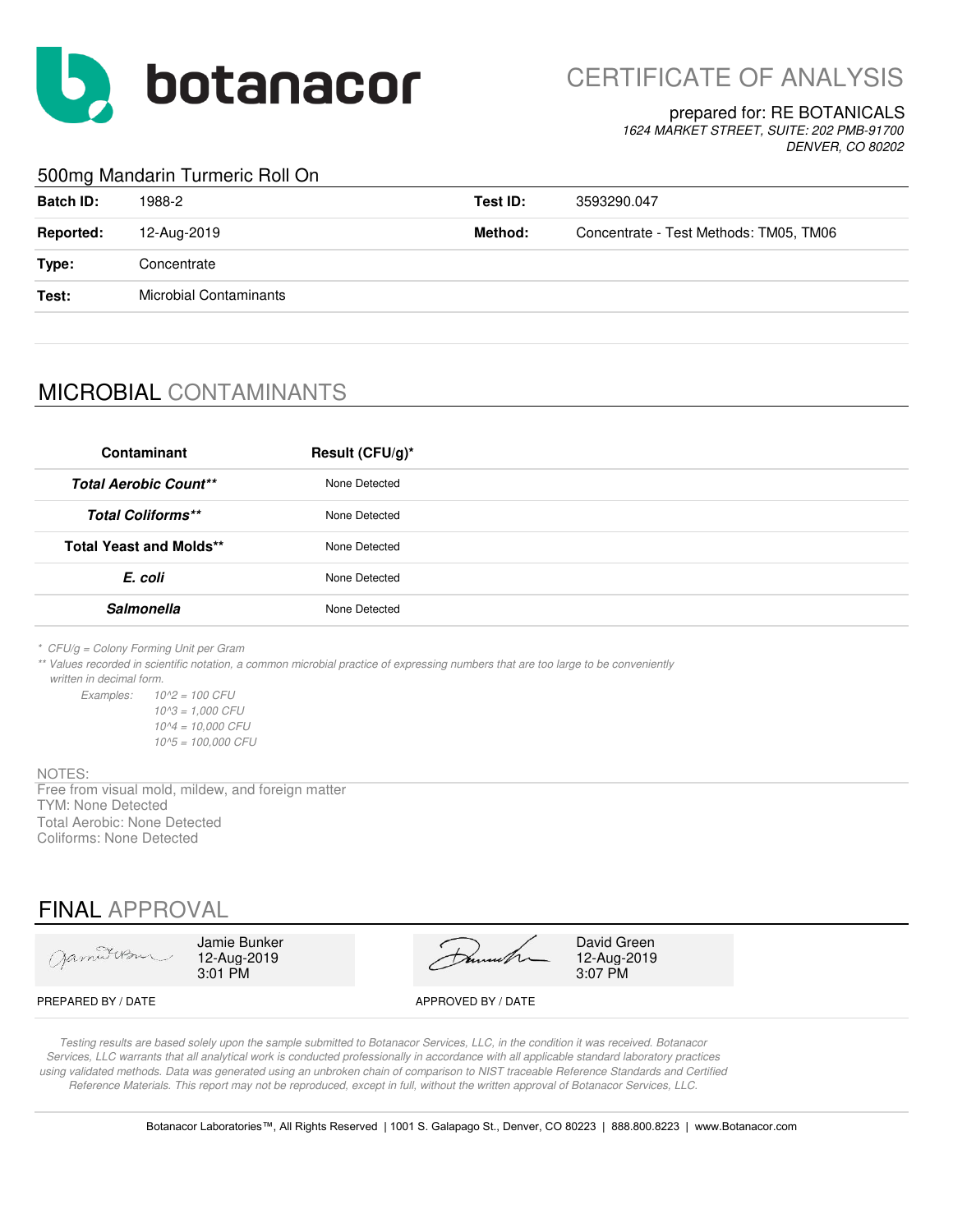# botanacor

## CERTIFICATE OF ANALYSIS

prepared for: RE BOTANICALS
*1624 MARKET STREET, SUITE: 202 PMB-91700*
*DENVER, CO 80202*

### 500mg Mandarin Turmeric Roll On

| **Batch ID:** | 1988-2 | **Test ID:** | 3593290.047 |
|---|---|---|---|
| **Reported:** | 12-Aug-2019 | **Method:** | Concentrate - Test Methods: TM05, TM06 |
| **Type:** | Concentrate | | |
| **Test:** | Microbial Contaminants | | |

## MICROBIAL CONTAMINANTS

| Contaminant | Result (CFU/g)* |
|---|---|
| ***Total Aerobic Count**** | None Detected |
| ***Total Coliforms**** | None Detected |
| **Total Yeast and Molds**** | None Detected |
| ***E. coli*** | None Detected |
| ***Salmonella*** | None Detected |

*\* CFU/g = Colony Forming Unit per Gram*
*\*\* Values recorded in scientific notation, a common microbial practice of expressing numbers that are too large to be conveniently written in decimal form.*

*Examples:*
- *10^2 = 100 CFU*
- *10^3 = 1,000 CFU*
- *10^4 = 10,000 CFU*
- *10^5 = 100,000 CFU*

NOTES:
Free from visual mold, mildew, and foreign matter
TYM: None Detected
Total Aerobic: None Detected
Coliforms: None Detected

## FINAL APPROVAL

| PREPARED BY / DATE | APPROVED BY / DATE |
|---|---|
| Jamie Bunker, 12-Aug-2019, 3:01 PM | David Green, 12-Aug-2019, 3:07 PM |

*Testing results are based solely upon the sample submitted to Botanacor Services, LLC, in the condition it was received. Botanacor Services, LLC warrants that all analytical work is conducted professionally in accordance with all applicable standard laboratory practices using validated methods. Data was generated using an unbroken chain of comparison to NIST traceable Reference Standards and Certified Reference Materials. This report may not be reproduced, except in full, without the written approval of Botanacor Services, LLC.*

Botanacor Laboratories™, All Rights Reserved | 1001 S. Galapago St., Denver, CO 80223 | 888.800.8223 | www.Botanacor.com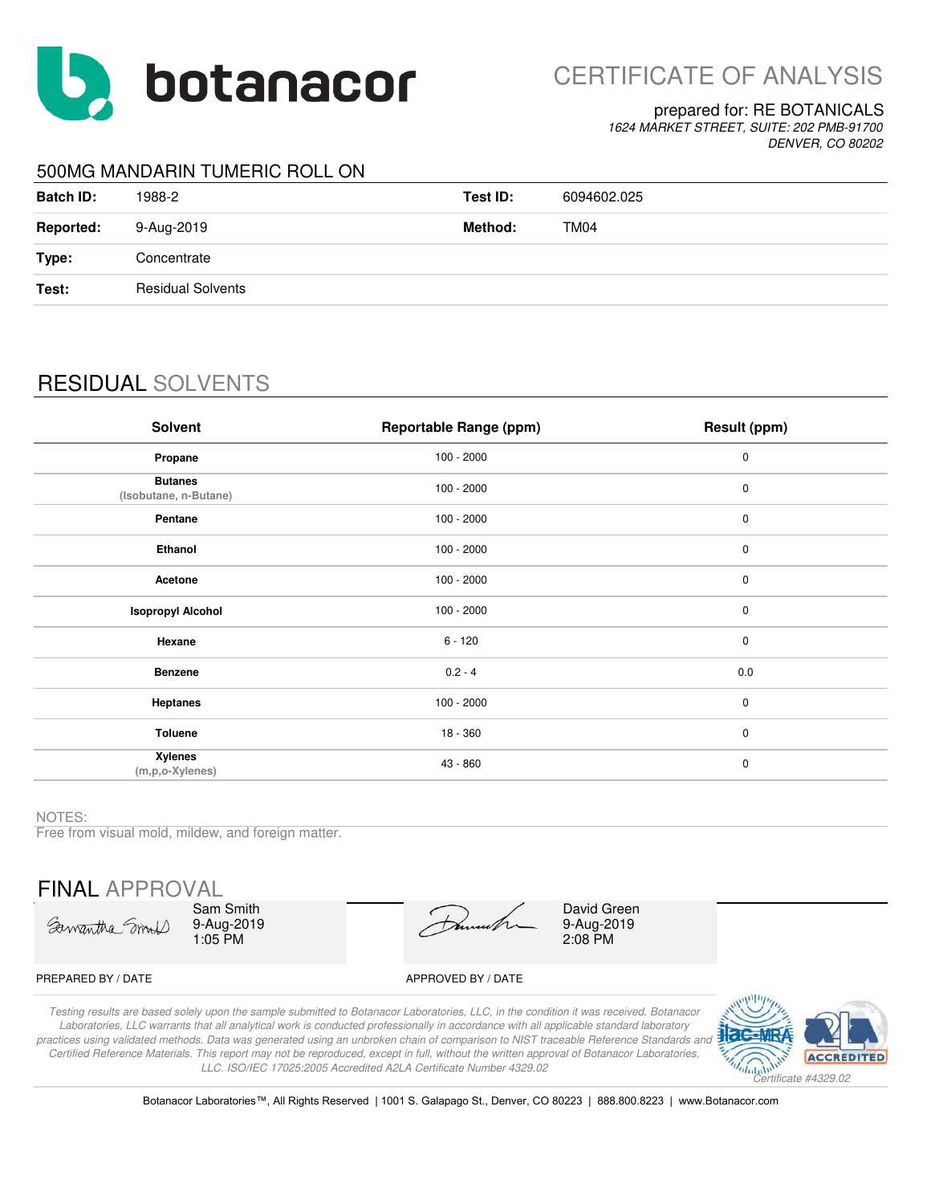# botanacor

## CERTIFICATE OF ANALYSIS

prepared for: RE BOTANICALS
*1624 MARKET STREET, SUITE: 202 PMB-91700*
*DENVER, CO 80202*

### 500MG MANDARIN TUMERIC ROLL ON

| | | | |
|---|---|---|---|
| **Batch ID:** | 1988-2 | **Test ID:** | 6094602.025 |
| **Reported:** | 9-Aug-2019 | **Method:** | TM04 |
| **Type:** | Concentrate | | |
| **Test:** | Residual Solvents | | |

## RESIDUAL SOLVENTS

| Solvent | Reportable Range (ppm) | Result (ppm) |
|---|---|---|
| **Propane** | 100 - 2000 | 0 |
| **Butanes** (Isobutane, n-Butane) | 100 - 2000 | 0 |
| **Pentane** | 100 - 2000 | 0 |
| **Ethanol** | 100 - 2000 | 0 |
| **Acetone** | 100 - 2000 | 0 |
| **Isopropyl Alcohol** | 100 - 2000 | 0 |
| **Hexane** | 6 - 120 | 0 |
| **Benzene** | 0.2 - 4 | 0.0 |
| **Heptanes** | 100 - 2000 | 0 |
| **Toluene** | 18 - 360 | 0 |
| **Xylenes** (m,p,o-Xylenes) | 43 - 860 | 0 |

NOTES:
Free from visual mold, mildew, and foreign matter.

## FINAL APPROVAL

| | |
|---|---|
| Sam Smith<br>9-Aug-2019<br>1:05 PM | David Green<br>9-Aug-2019<br>2:08 PM |
| PREPARED BY / DATE | APPROVED BY / DATE |

*Testing results are based solely upon the sample submitted to Botanacor Laboratories, LLC, in the condition it was received. Botanacor Laboratories, LLC warrants that all analytical work is conducted professionally in accordance with all applicable standard laboratory practices using validated methods. Data was generated using an unbroken chain of comparison to NIST traceable Reference Standards and Certified Reference Materials. This report may not be reproduced, except in full, without the written approval of Botanacor Laboratories, LLC. ISO/IEC 17025:2005 Accredited A2LA Certificate Number 4329.02*

*Certificate #4329.02*

Botanacor Laboratories™, All Rights Reserved | 1001 S. Galapago St., Denver, CO 80223 | 888.800.8223 | www.Botanacor.com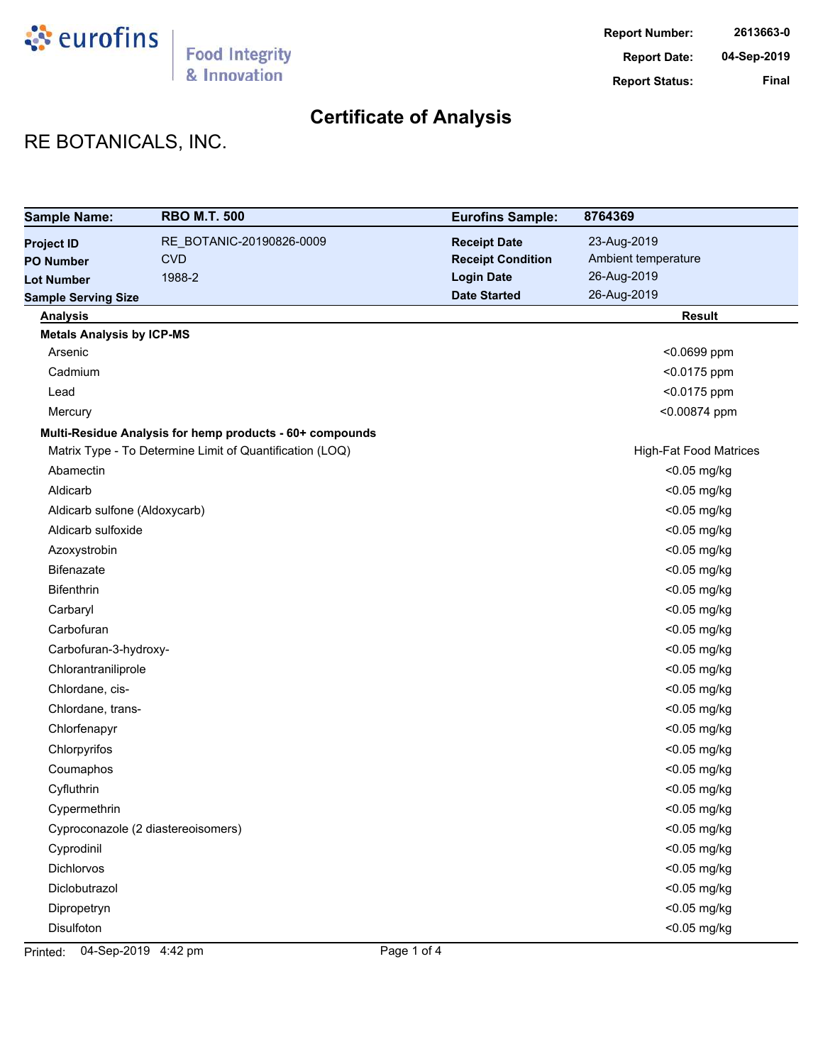eurofins | Food Integrity & Innovation

| | |
|---|---|
| **Report Number:** | 2613663-0 |
| **Report Date:** | 04-Sep-2019 |
| **Report Status:** | Final |

# Certificate of Analysis

## RE BOTANICALS, INC.

| **Sample Name:** | **RBO M.T. 500** | **Eurofins Sample:** | **8764369** |
|---|---|---|---|
| **Project ID** | RE_BOTANIC-20190826-0009 | **Receipt Date** | 23-Aug-2019 |
| **PO Number** | CVD | **Receipt Condition** | Ambient temperature |
| **Lot Number** | 1988-2 | **Login Date** | 26-Aug-2019 |
| **Sample Serving Size** | | **Date Started** | 26-Aug-2019 |

| **Analysis** | **Result** |
|---|---|
| **Metals Analysis by ICP-MS** | |
| Arsenic | <0.0699 ppm |
| Cadmium | <0.0175 ppm |
| Lead | <0.0175 ppm |
| Mercury | <0.00874 ppm |
| **Multi-Residue Analysis for hemp products - 60+ compounds** | |
| Matrix Type - To Determine Limit of Quantification (LOQ) | High-Fat Food Matrices |
| Abamectin | <0.05 mg/kg |
| Aldicarb | <0.05 mg/kg |
| Aldicarb sulfone (Aldoxycarb) | <0.05 mg/kg |
| Aldicarb sulfoxide | <0.05 mg/kg |
| Azoxystrobin | <0.05 mg/kg |
| Bifenazate | <0.05 mg/kg |
| Bifenthrin | <0.05 mg/kg |
| Carbaryl | <0.05 mg/kg |
| Carbofuran | <0.05 mg/kg |
| Carbofuran-3-hydroxy- | <0.05 mg/kg |
| Chlorantraniliprole | <0.05 mg/kg |
| Chlordane, cis- | <0.05 mg/kg |
| Chlordane, trans- | <0.05 mg/kg |
| Chlorfenapyr | <0.05 mg/kg |
| Chlorpyrifos | <0.05 mg/kg |
| Coumaphos | <0.05 mg/kg |
| Cyfluthrin | <0.05 mg/kg |
| Cypermethrin | <0.05 mg/kg |
| Cyproconazole (2 diastereoisomers) | <0.05 mg/kg |
| Cyprodinil | <0.05 mg/kg |
| Dichlorvos | <0.05 mg/kg |
| Diclobutrazol | <0.05 mg/kg |
| Dipropetryn | <0.05 mg/kg |
| Disulfoton | <0.05 mg/kg |

Printed: 04-Sep-2019 4:42 pm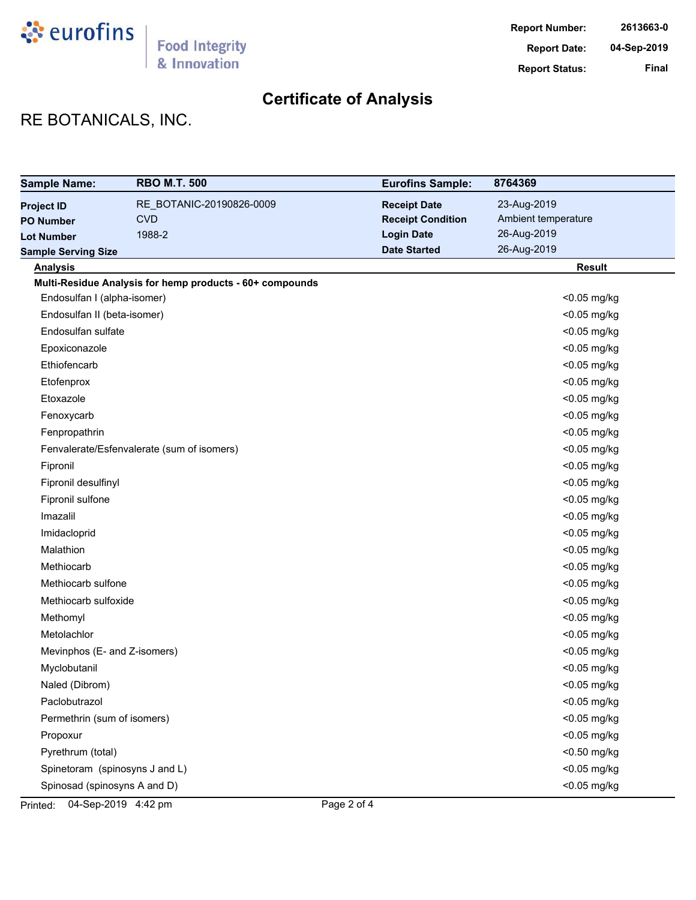**Report Number:** 2613663-0
**Report Date:** 04-Sep-2019
**Report Status:** Final

# Certificate of Analysis

## RE BOTANICALS, INC.

| **Sample Name:** | **RBO M.T. 500** | **Eurofins Sample:** | **8764369** |
|---|---|---|---|
| **Project ID** | RE_BOTANIC-20190826-0009 | **Receipt Date** | 23-Aug-2019 |
| **PO Number** | CVD | **Receipt Condition** | Ambient temperature |
| **Lot Number** | 1988-2 | **Login Date** | 26-Aug-2019 |
| **Sample Serving Size** | | **Date Started** | 26-Aug-2019 |

| Analysis | Result |
|---|---|
| **Multi-Residue Analysis for hemp products - 60+ compounds** | |
| Endosulfan I (alpha-isomer) | <0.05 mg/kg |
| Endosulfan II (beta-isomer) | <0.05 mg/kg |
| Endosulfan sulfate | <0.05 mg/kg |
| Epoxiconazole | <0.05 mg/kg |
| Ethiofencarb | <0.05 mg/kg |
| Etofenprox | <0.05 mg/kg |
| Etoxazole | <0.05 mg/kg |
| Fenoxycarb | <0.05 mg/kg |
| Fenpropathrin | <0.05 mg/kg |
| Fenvalerate/Esfenvalerate (sum of isomers) | <0.05 mg/kg |
| Fipronil | <0.05 mg/kg |
| Fipronil desulfinyl | <0.05 mg/kg |
| Fipronil sulfone | <0.05 mg/kg |
| Imazalil | <0.05 mg/kg |
| Imidacloprid | <0.05 mg/kg |
| Malathion | <0.05 mg/kg |
| Methiocarb | <0.05 mg/kg |
| Methiocarb sulfone | <0.05 mg/kg |
| Methiocarb sulfoxide | <0.05 mg/kg |
| Methomyl | <0.05 mg/kg |
| Metolachlor | <0.05 mg/kg |
| Mevinphos (E- and Z-isomers) | <0.05 mg/kg |
| Myclobutanil | <0.05 mg/kg |
| Naled (Dibrom) | <0.05 mg/kg |
| Paclobutrazol | <0.05 mg/kg |
| Permethrin (sum of isomers) | <0.05 mg/kg |
| Propoxur | <0.05 mg/kg |
| Pyrethrum (total) | <0.50 mg/kg |
| Spinetoram (spinosyns J and L) | <0.05 mg/kg |
| Spinosad (spinosyns A and D) | <0.05 mg/kg |

Printed: 04-Sep-2019 4:42 pm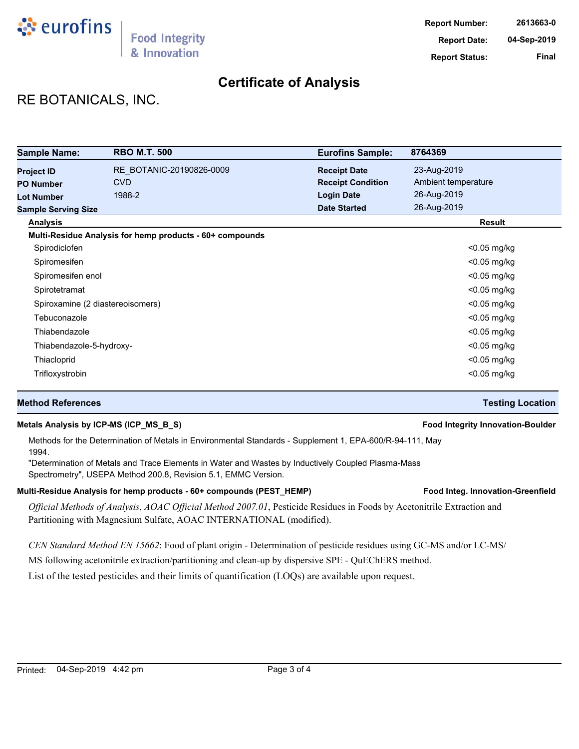# Certificate of Analysis

**Report Number:** 2613663-0
**Report Date:** 04-Sep-2019
**Report Status:** Final

## RE BOTANICALS, INC.

| **Sample Name:** | **RBO M.T. 500** | **Eurofins Sample:** | **8764369** |
|---|---|---|---|
| **Project ID** | RE_BOTANIC-20190826-0009 | **Receipt Date** | 23-Aug-2019 |
| **PO Number** | CVD | **Receipt Condition** | Ambient temperature |
| **Lot Number** | 1988-2 | **Login Date** | 26-Aug-2019 |
| **Sample Serving Size** | | **Date Started** | 26-Aug-2019 |

| **Analysis** | **Result** |
|---|---|
| **Multi-Residue Analysis for hemp products - 60+ compounds** | |
| Spirodiclofen | <0.05 mg/kg |
| Spiromesifen | <0.05 mg/kg |
| Spiromesifen enol | <0.05 mg/kg |
| Spirotetramat | <0.05 mg/kg |
| Spiroxamine (2 diastereoisomers) | <0.05 mg/kg |
| Tebuconazole | <0.05 mg/kg |
| Thiabendazole | <0.05 mg/kg |
| Thiabendazole-5-hydroxy- | <0.05 mg/kg |
| Thiacloprid | <0.05 mg/kg |
| Trifloxystrobin | <0.05 mg/kg |

| **Method References** | **Testing Location** |
|---|---|

**Metals Analysis by ICP-MS (ICP_MS_B_S)** — **Food Integrity Innovation-Boulder**

Methods for the Determination of Metals in Environmental Standards - Supplement 1, EPA-600/R-94-111, May 1994.
"Determination of Metals and Trace Elements in Water and Wastes by Inductively Coupled Plasma-Mass Spectrometry", USEPA Method 200.8, Revision 5.1, EMMC Version.

**Multi-Residue Analysis for hemp products - 60+ compounds (PEST_HEMP)** — **Food Integ. Innovation-Greenfield**

*Official Methods of Analysis*, *AOAC Official Method 2007.01*, Pesticide Residues in Foods by Acetonitrile Extraction and Partitioning with Magnesium Sulfate, AOAC INTERNATIONAL (modified).

*CEN Standard Method EN 15662*: Food of plant origin - Determination of pesticide residues using GC-MS and/or LC-MS/MS following acetonitrile extraction/partitioning and clean-up by dispersive SPE - QuEChERS method.
List of the tested pesticides and their limits of quantification (LOQs) are available upon request.

Printed: 04-Sep-2019 4:42 pm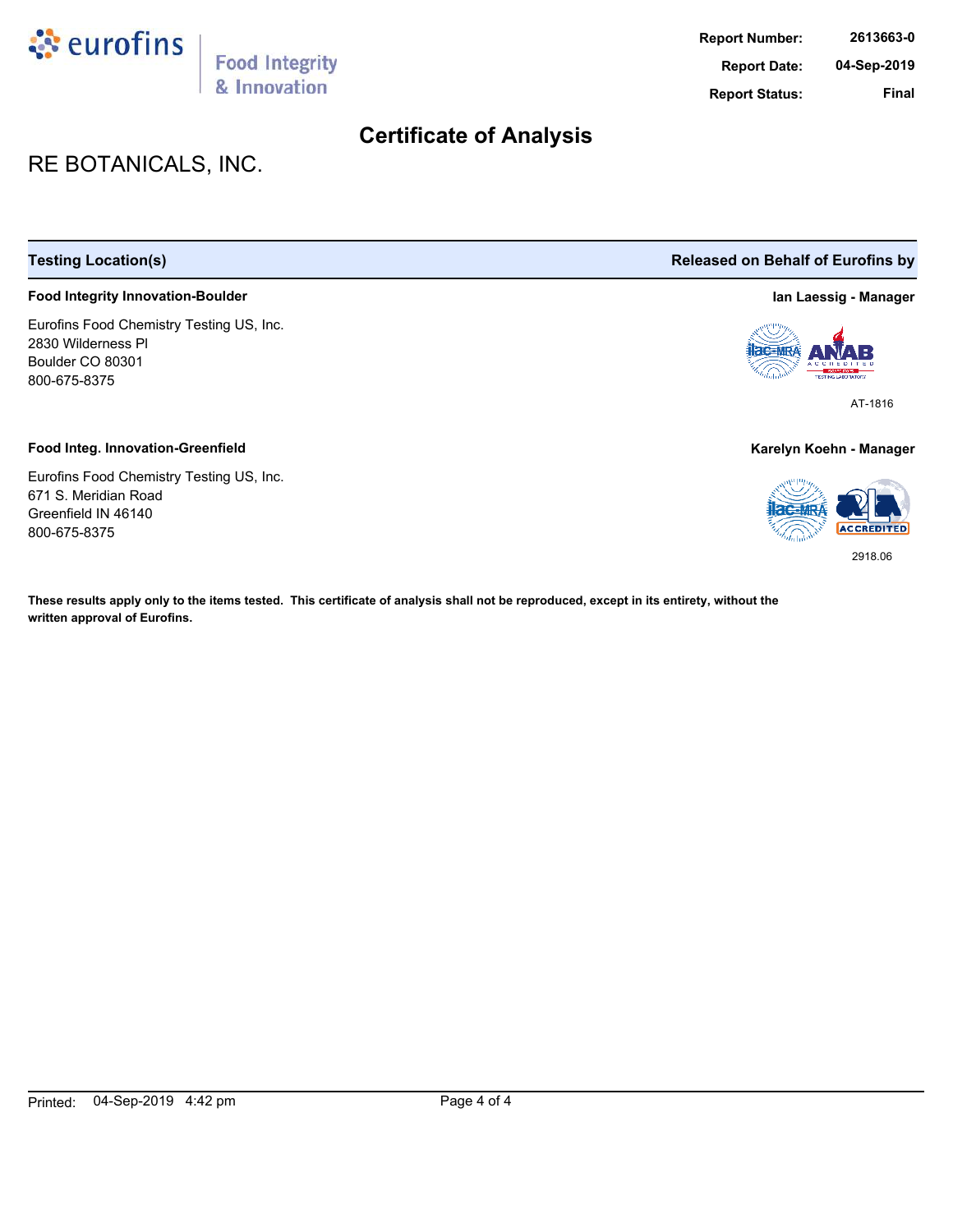Report Number: 2613663-0
Report Date: 04-Sep-2019
Report Status: Final

# Certificate of Analysis

## RE BOTANICALS, INC.

| Testing Location(s) | Released on Behalf of Eurofins by |
|---|---|
| **Food Integrity Innovation-Boulder** | **Ian Laessig - Manager** |
| Eurofins Food Chemistry Testing US, Inc.<br>2830 Wilderness Pl<br>Boulder CO 80301<br>800-675-8375 | AT-1816 |
| **Food Integ. Innovation-Greenfield** | **Karelyn Koehn - Manager** |
| Eurofins Food Chemistry Testing US, Inc.<br>671 S. Meridian Road<br>Greenfield IN 46140<br>800-675-8375 | 2918.06 |

**These results apply only to the items tested. This certificate of analysis shall not be reproduced, except in its entirety, without the written approval of Eurofins.**

Printed: 04-Sep-2019 4:42 pm